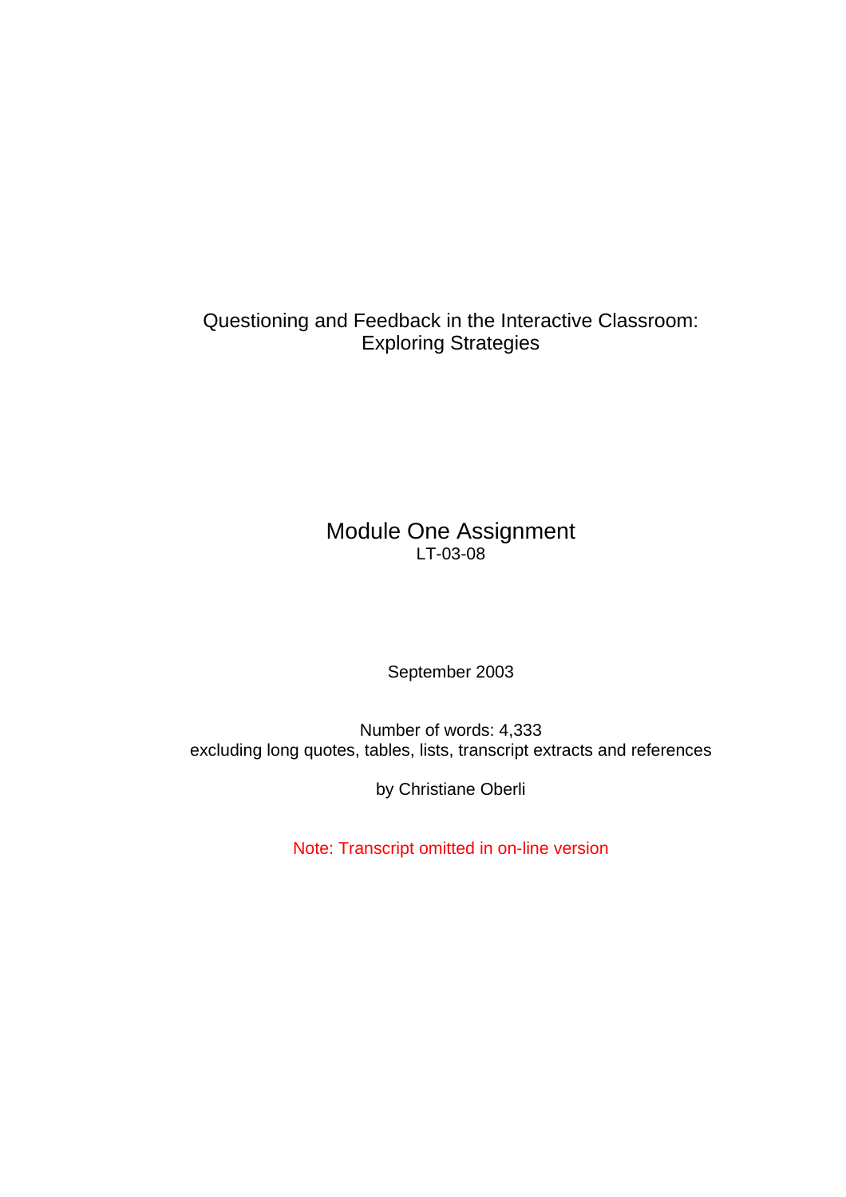# Questioning and Feedback in the Interactive Classroom: Exploring Strategies

## Module One Assignment

LT-03-08

September 2003

Number of words: 4,333
excluding long quotes, tables, lists, transcript extracts and references

by Christiane Oberli

Note: Transcript omitted in on-line version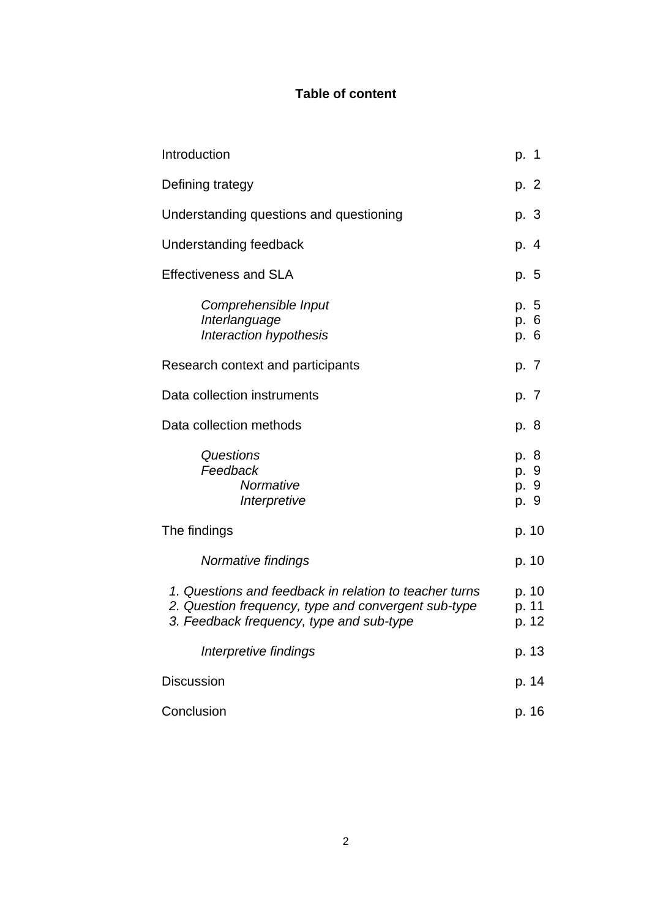**Table of content**

| | |
|---|---|
| Introduction | p. 1 |
| Defining trategy | p. 2 |
| Understanding questions and questioning | p. 3 |
| Understanding feedback | p. 4 |
| Effectiveness and SLA | p. 5 |
| *Comprehensible Input* | p. 5 |
| *Interlanguage* | p. 6 |
| *Interaction hypothesis* | p. 6 |
| Research context and participants | p. 7 |
| Data collection instruments | p. 7 |
| Data collection methods | p. 8 |
| *Questions* | p. 8 |
| *Feedback* | p. 9 |
| *Normative* | p. 9 |
| *Interpretive* | p. 9 |
| The findings | p. 10 |
| *Normative findings* | p. 10 |
| *1. Questions and feedback in relation to teacher turns* | p. 10 |
| *2. Question frequency, type and convergent sub-type* | p. 11 |
| *3. Feedback frequency, type and sub-type* | p. 12 |
| *Interpretive findings* | p. 13 |
| Discussion | p. 14 |
| Conclusion | p. 16 |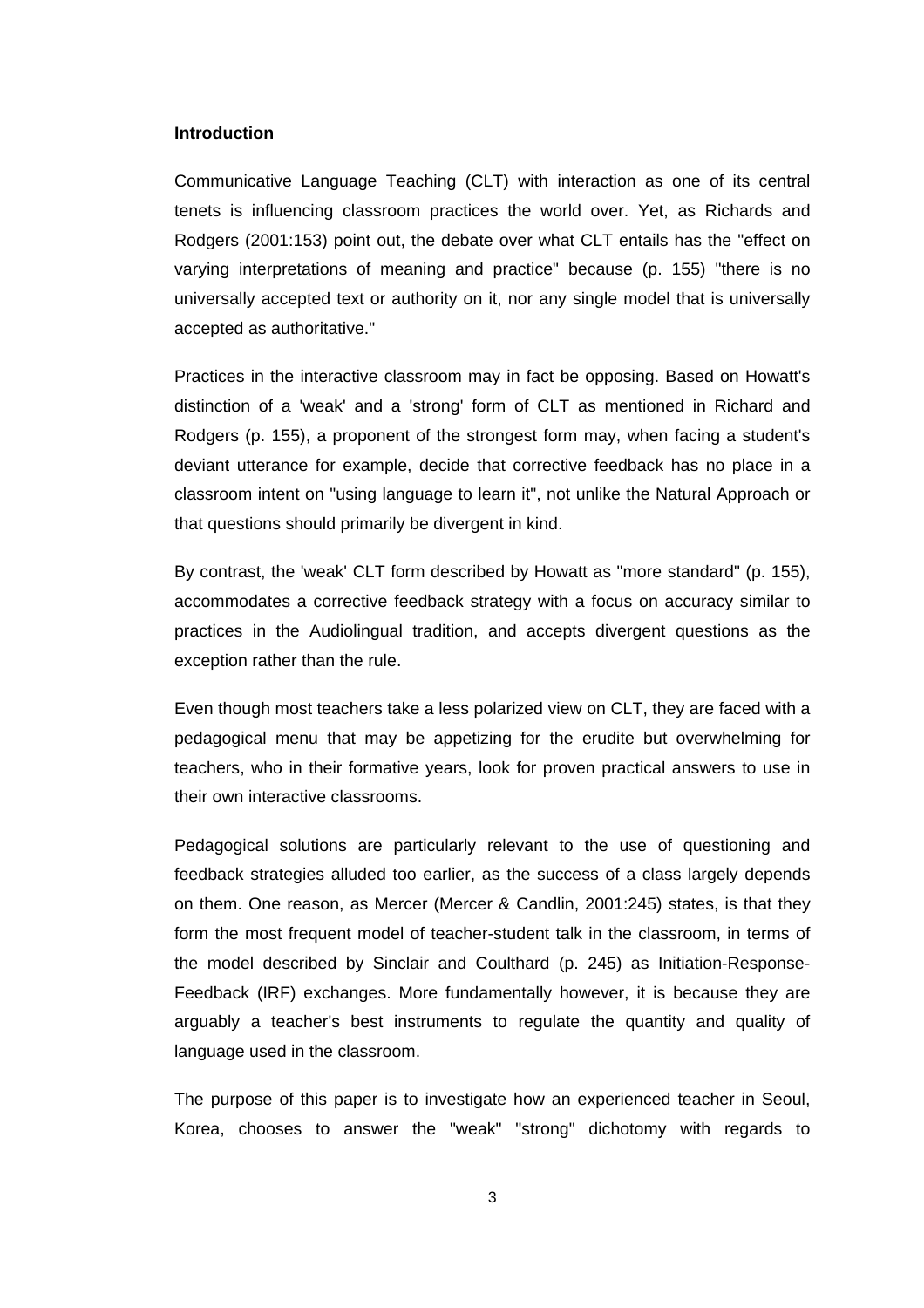**Introduction**

Communicative Language Teaching (CLT) with interaction as one of its central tenets is influencing classroom practices the world over. Yet, as Richards and Rodgers (2001:153) point out, the debate over what CLT entails has the "effect on varying interpretations of meaning and practice" because (p. 155) "there is no universally accepted text or authority on it, nor any single model that is universally accepted as authoritative."

Practices in the interactive classroom may in fact be opposing. Based on Howatt's distinction of a 'weak' and a 'strong' form of CLT as mentioned in Richard and Rodgers (p. 155), a proponent of the strongest form may, when facing a student's deviant utterance for example, decide that corrective feedback has no place in a classroom intent on "using language to learn it", not unlike the Natural Approach or that questions should primarily be divergent in kind.

By contrast, the 'weak' CLT form described by Howatt as "more standard" (p. 155), accommodates a corrective feedback strategy with a focus on accuracy similar to practices in the Audiolingual tradition, and accepts divergent questions as the exception rather than the rule.

Even though most teachers take a less polarized view on CLT, they are faced with a pedagogical menu that may be appetizing for the erudite but overwhelming for teachers, who in their formative years, look for proven practical answers to use in their own interactive classrooms.

Pedagogical solutions are particularly relevant to the use of questioning and feedback strategies alluded too earlier, as the success of a class largely depends on them. One reason, as Mercer (Mercer & Candlin, 2001:245) states, is that they form the most frequent model of teacher-student talk in the classroom, in terms of the model described by Sinclair and Coulthard (p. 245) as Initiation-Response-Feedback (IRF) exchanges. More fundamentally however, it is because they are arguably a teacher's best instruments to regulate the quantity and quality of language used in the classroom.

The purpose of this paper is to investigate how an experienced teacher in Seoul, Korea, chooses to answer the "weak" "strong" dichotomy with regards to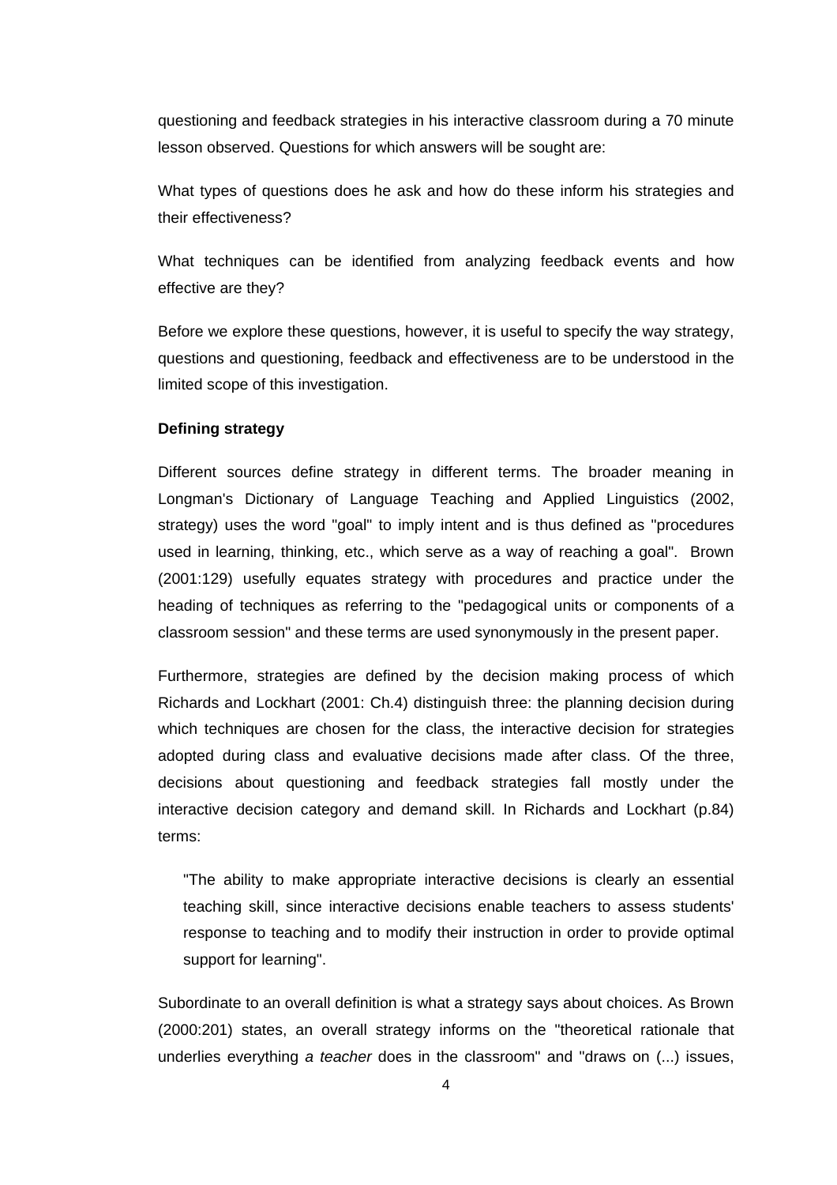questioning and feedback strategies in his interactive classroom during a 70 minute lesson observed. Questions for which answers will be sought are:

What types of questions does he ask and how do these inform his strategies and their effectiveness?

What techniques can be identified from analyzing feedback events and how effective are they?

Before we explore these questions, however, it is useful to specify the way strategy, questions and questioning, feedback and effectiveness are to be understood in the limited scope of this investigation.

**Defining strategy**

Different sources define strategy in different terms. The broader meaning in Longman's Dictionary of Language Teaching and Applied Linguistics (2002, strategy) uses the word "goal" to imply intent and is thus defined as "procedures used in learning, thinking, etc., which serve as a way of reaching a goal". Brown (2001:129) usefully equates strategy with procedures and practice under the heading of techniques as referring to the "pedagogical units or components of a classroom session" and these terms are used synonymously in the present paper.

Furthermore, strategies are defined by the decision making process of which Richards and Lockhart (2001: Ch.4) distinguish three: the planning decision during which techniques are chosen for the class, the interactive decision for strategies adopted during class and evaluative decisions made after class. Of the three, decisions about questioning and feedback strategies fall mostly under the interactive decision category and demand skill. In Richards and Lockhart (p.84) terms:

> "The ability to make appropriate interactive decisions is clearly an essential teaching skill, since interactive decisions enable teachers to assess students' response to teaching and to modify their instruction in order to provide optimal support for learning".

Subordinate to an overall definition is what a strategy says about choices. As Brown (2000:201) states, an overall strategy informs on the "theoretical rationale that underlies everything *a teacher* does in the classroom" and "draws on (...) issues,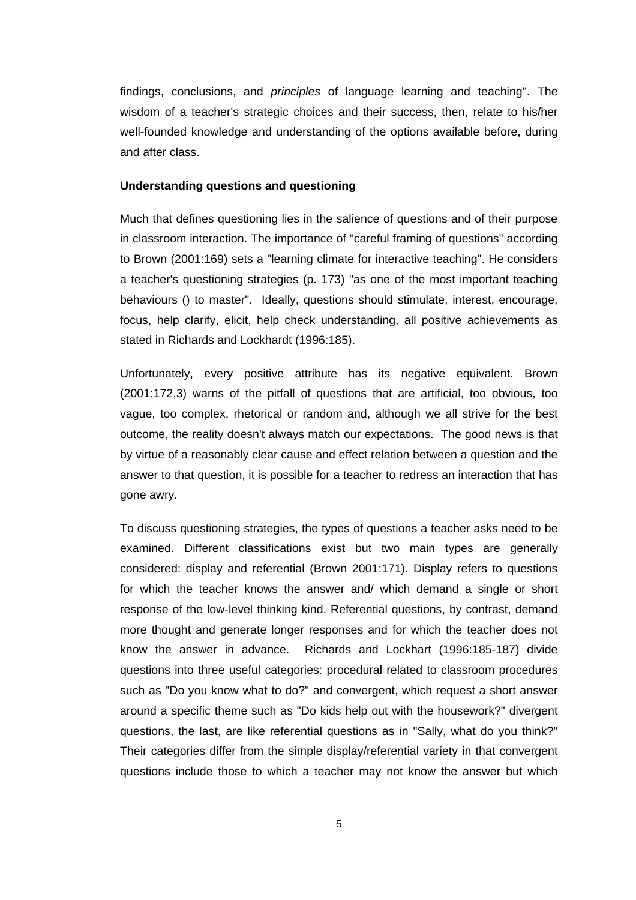findings, conclusions, and *principles* of language learning and teaching". The wisdom of a teacher's strategic choices and their success, then, relate to his/her well-founded knowledge and understanding of the options available before, during and after class.

**Understanding questions and questioning**

Much that defines questioning lies in the salience of questions and of their purpose in classroom interaction. The importance of "careful framing of questions" according to Brown (2001:169) sets a "learning climate for interactive teaching". He considers a teacher's questioning strategies (p. 173) "as one of the most important teaching behaviours () to master". Ideally, questions should stimulate, interest, encourage, focus, help clarify, elicit, help check understanding, all positive achievements as stated in Richards and Lockhardt (1996:185).

Unfortunately, every positive attribute has its negative equivalent. Brown (2001:172,3) warns of the pitfall of questions that are artificial, too obvious, too vague, too complex, rhetorical or random and, although we all strive for the best outcome, the reality doesn't always match our expectations. The good news is that by virtue of a reasonably clear cause and effect relation between a question and the answer to that question, it is possible for a teacher to redress an interaction that has gone awry.

To discuss questioning strategies, the types of questions a teacher asks need to be examined. Different classifications exist but two main types are generally considered: display and referential (Brown 2001:171). Display refers to questions for which the teacher knows the answer and/ which demand a single or short response of the low-level thinking kind. Referential questions, by contrast, demand more thought and generate longer responses and for which the teacher does not know the answer in advance. Richards and Lockhart (1996:185-187) divide questions into three useful categories: procedural related to classroom procedures such as "Do you know what to do?" and convergent, which request a short answer around a specific theme such as "Do kids help out with the housework?" divergent questions, the last, are like referential questions as in "Sally, what do you think?" Their categories differ from the simple display/referential variety in that convergent questions include those to which a teacher may not know the answer but which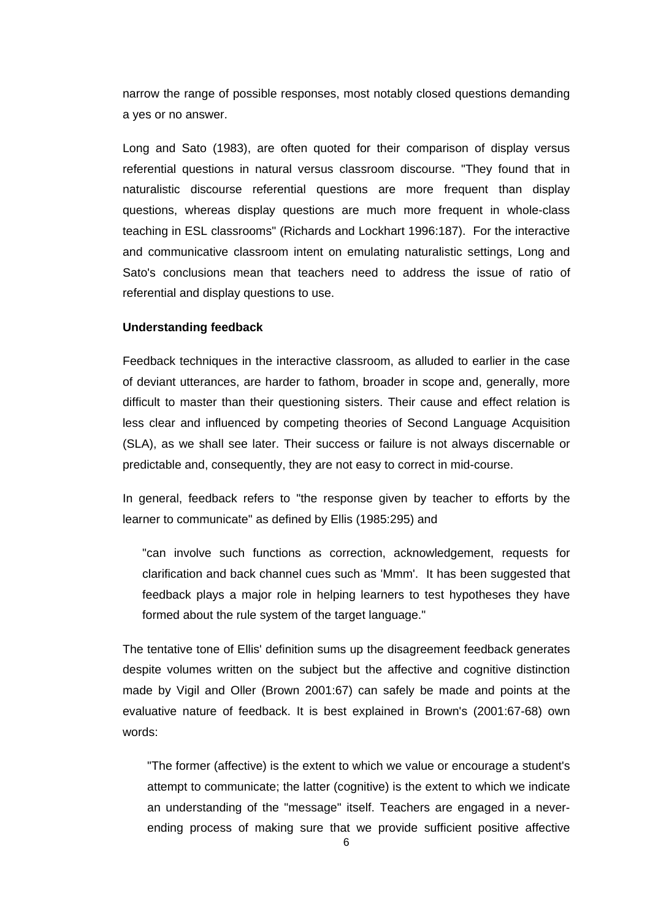narrow the range of possible responses, most notably closed questions demanding a yes or no answer.

Long and Sato (1983), are often quoted for their comparison of display versus referential questions in natural versus classroom discourse. "They found that in naturalistic discourse referential questions are more frequent than display questions, whereas display questions are much more frequent in whole-class teaching in ESL classrooms" (Richards and Lockhart 1996:187). For the interactive and communicative classroom intent on emulating naturalistic settings, Long and Sato's conclusions mean that teachers need to address the issue of ratio of referential and display questions to use.

**Understanding feedback**

Feedback techniques in the interactive classroom, as alluded to earlier in the case of deviant utterances, are harder to fathom, broader in scope and, generally, more difficult to master than their questioning sisters. Their cause and effect relation is less clear and influenced by competing theories of Second Language Acquisition (SLA), as we shall see later. Their success or failure is not always discernable or predictable and, consequently, they are not easy to correct in mid-course.

In general, feedback refers to "the response given by teacher to efforts by the learner to communicate" as defined by Ellis (1985:295) and

> "can involve such functions as correction, acknowledgement, requests for clarification and back channel cues such as 'Mmm'. It has been suggested that feedback plays a major role in helping learners to test hypotheses they have formed about the rule system of the target language."

The tentative tone of Ellis' definition sums up the disagreement feedback generates despite volumes written on the subject but the affective and cognitive distinction made by Vigil and Oller (Brown 2001:67) can safely be made and points at the evaluative nature of feedback. It is best explained in Brown's (2001:67-68) own words:

> "The former (affective) is the extent to which we value or encourage a student's attempt to communicate; the latter (cognitive) is the extent to which we indicate an understanding of the "message" itself. Teachers are engaged in a never-ending process of making sure that we provide sufficient positive affective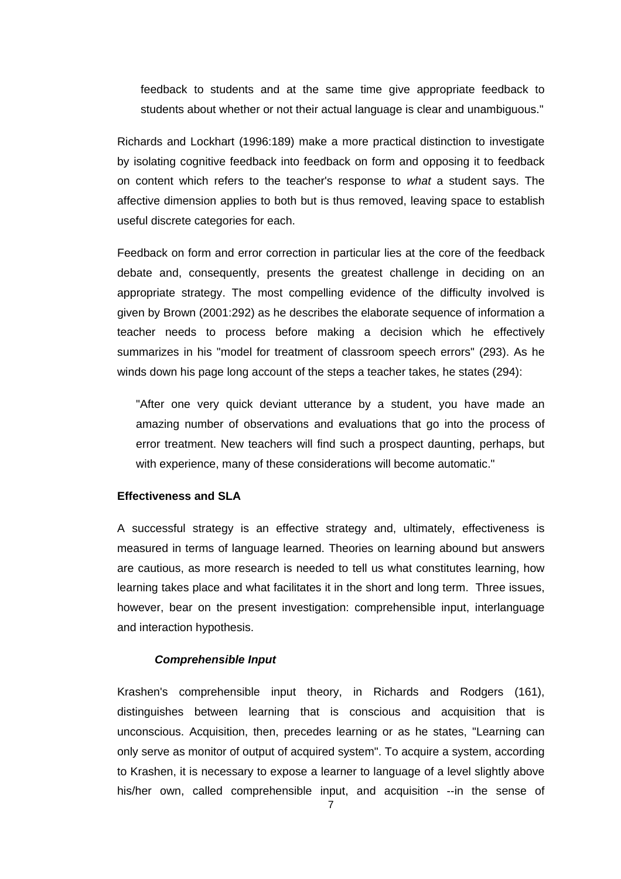feedback to students and at the same time give appropriate feedback to students about whether or not their actual language is clear and unambiguous."

Richards and Lockhart (1996:189) make a more practical distinction to investigate by isolating cognitive feedback into feedback on form and opposing it to feedback on content which refers to the teacher's response to *what* a student says. The affective dimension applies to both but is thus removed, leaving space to establish useful discrete categories for each.

Feedback on form and error correction in particular lies at the core of the feedback debate and, consequently, presents the greatest challenge in deciding on an appropriate strategy. The most compelling evidence of the difficulty involved is given by Brown (2001:292) as he describes the elaborate sequence of information a teacher needs to process before making a decision which he effectively summarizes in his "model for treatment of classroom speech errors" (293). As he winds down his page long account of the steps a teacher takes, he states (294):

> "After one very quick deviant utterance by a student, you have made an amazing number of observations and evaluations that go into the process of error treatment. New teachers will find such a prospect daunting, perhaps, but with experience, many of these considerations will become automatic."

**Effectiveness and SLA**

A successful strategy is an effective strategy and, ultimately, effectiveness is measured in terms of language learned. Theories on learning abound but answers are cautious, as more research is needed to tell us what constitutes learning, how learning takes place and what facilitates it in the short and long term. Three issues, however, bear on the present investigation: comprehensible input, interlanguage and interaction hypothesis.

***Comprehensible Input***

Krashen's comprehensible input theory, in Richards and Rodgers (161), distinguishes between learning that is conscious and acquisition that is unconscious. Acquisition, then, precedes learning or as he states, "Learning can only serve as monitor of output of acquired system". To acquire a system, according to Krashen, it is necessary to expose a learner to language of a level slightly above his/her own, called comprehensible input, and acquisition --in the sense of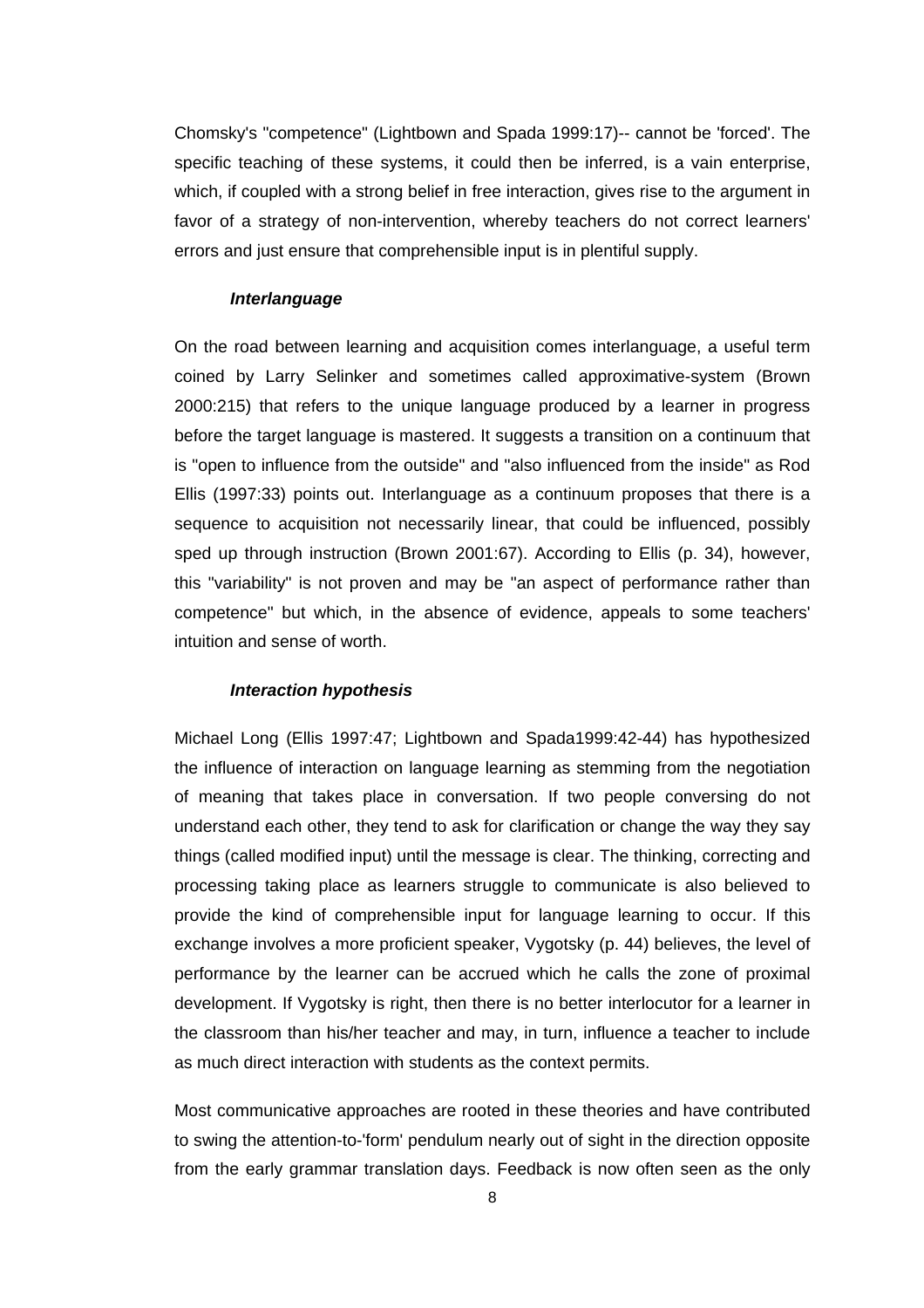Chomsky's "competence" (Lightbown and Spada 1999:17)-- cannot be 'forced'. The specific teaching of these systems, it could then be inferred, is a vain enterprise, which, if coupled with a strong belief in free interaction, gives rise to the argument in favor of a strategy of non-intervention, whereby teachers do not correct learners' errors and just ensure that comprehensible input is in plentiful supply.

### *Interlanguage*

On the road between learning and acquisition comes interlanguage, a useful term coined by Larry Selinker and sometimes called approximative-system (Brown 2000:215) that refers to the unique language produced by a learner in progress before the target language is mastered. It suggests a transition on a continuum that is "open to influence from the outside" and "also influenced from the inside" as Rod Ellis (1997:33) points out. Interlanguage as a continuum proposes that there is a sequence to acquisition not necessarily linear, that could be influenced, possibly sped up through instruction (Brown 2001:67). According to Ellis (p. 34), however, this "variability" is not proven and may be "an aspect of performance rather than competence" but which, in the absence of evidence, appeals to some teachers' intuition and sense of worth.

### *Interaction hypothesis*

Michael Long (Ellis 1997:47; Lightbown and Spada1999:42-44) has hypothesized the influence of interaction on language learning as stemming from the negotiation of meaning that takes place in conversation. If two people conversing do not understand each other, they tend to ask for clarification or change the way they say things (called modified input) until the message is clear. The thinking, correcting and processing taking place as learners struggle to communicate is also believed to provide the kind of comprehensible input for language learning to occur. If this exchange involves a more proficient speaker, Vygotsky (p. 44) believes, the level of performance by the learner can be accrued which he calls the zone of proximal development. If Vygotsky is right, then there is no better interlocutor for a learner in the classroom than his/her teacher and may, in turn, influence a teacher to include as much direct interaction with students as the context permits.

Most communicative approaches are rooted in these theories and have contributed to swing the attention-to-'form' pendulum nearly out of sight in the direction opposite from the early grammar translation days. Feedback is now often seen as the only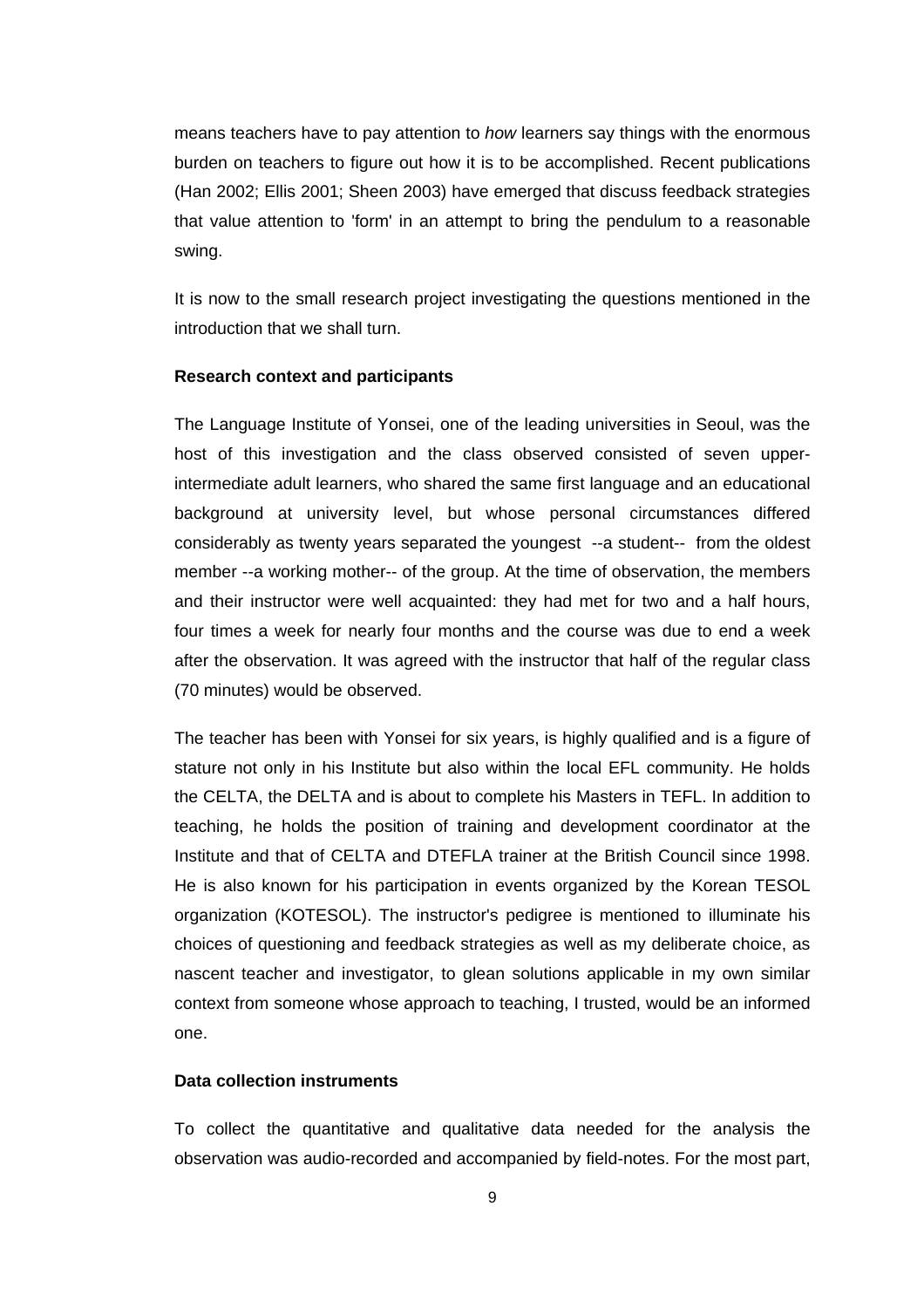means teachers have to pay attention to *how* learners say things with the enormous burden on teachers to figure out how it is to be accomplished. Recent publications (Han 2002; Ellis 2001; Sheen 2003) have emerged that discuss feedback strategies that value attention to 'form' in an attempt to bring the pendulum to a reasonable swing.

It is now to the small research project investigating the questions mentioned in the introduction that we shall turn.

**Research context and participants**

The Language Institute of Yonsei, one of the leading universities in Seoul, was the host of this investigation and the class observed consisted of seven upper-intermediate adult learners, who shared the same first language and an educational background at university level, but whose personal circumstances differed considerably as twenty years separated the youngest --a student-- from the oldest member --a working mother-- of the group. At the time of observation, the members and their instructor were well acquainted: they had met for two and a half hours, four times a week for nearly four months and the course was due to end a week after the observation. It was agreed with the instructor that half of the regular class (70 minutes) would be observed.

The teacher has been with Yonsei for six years, is highly qualified and is a figure of stature not only in his Institute but also within the local EFL community. He holds the CELTA, the DELTA and is about to complete his Masters in TEFL. In addition to teaching, he holds the position of training and development coordinator at the Institute and that of CELTA and DTEFLA trainer at the British Council since 1998. He is also known for his participation in events organized by the Korean TESOL organization (KOTESOL). The instructor's pedigree is mentioned to illuminate his choices of questioning and feedback strategies as well as my deliberate choice, as nascent teacher and investigator, to glean solutions applicable in my own similar context from someone whose approach to teaching, I trusted, would be an informed one.

**Data collection instruments**

To collect the quantitative and qualitative data needed for the analysis the observation was audio-recorded and accompanied by field-notes. For the most part,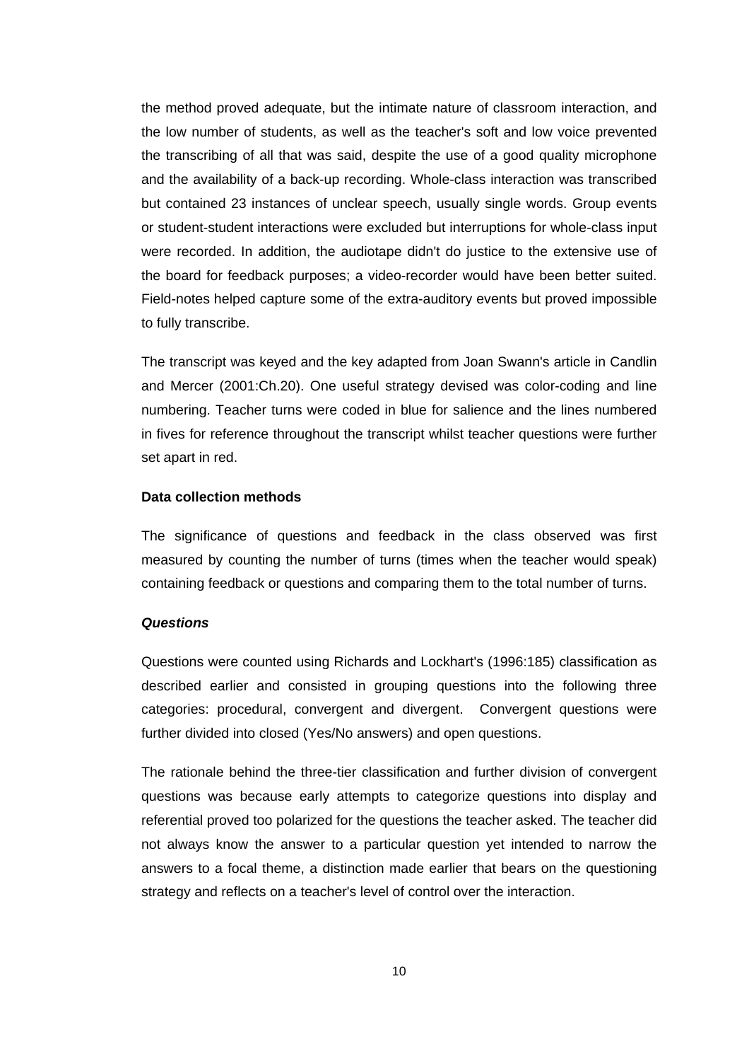the method proved adequate, but the intimate nature of classroom interaction, and the low number of students, as well as the teacher's soft and low voice prevented the transcribing of all that was said, despite the use of a good quality microphone and the availability of a back-up recording. Whole-class interaction was transcribed but contained 23 instances of unclear speech, usually single words. Group events or student-student interactions were excluded but interruptions for whole-class input were recorded. In addition, the audiotape didn't do justice to the extensive use of the board for feedback purposes; a video-recorder would have been better suited. Field-notes helped capture some of the extra-auditory events but proved impossible to fully transcribe.

The transcript was keyed and the key adapted from Joan Swann's article in Candlin and Mercer (2001:Ch.20). One useful strategy devised was color-coding and line numbering. Teacher turns were coded in blue for salience and the lines numbered in fives for reference throughout the transcript whilst teacher questions were further set apart in red.

**Data collection methods**

The significance of questions and feedback in the class observed was first measured by counting the number of turns (times when the teacher would speak) containing feedback or questions and comparing them to the total number of turns.

***Questions***

Questions were counted using Richards and Lockhart's (1996:185) classification as described earlier and consisted in grouping questions into the following three categories: procedural, convergent and divergent. Convergent questions were further divided into closed (Yes/No answers) and open questions.

The rationale behind the three-tier classification and further division of convergent questions was because early attempts to categorize questions into display and referential proved too polarized for the questions the teacher asked. The teacher did not always know the answer to a particular question yet intended to narrow the answers to a focal theme, a distinction made earlier that bears on the questioning strategy and reflects on a teacher's level of control over the interaction.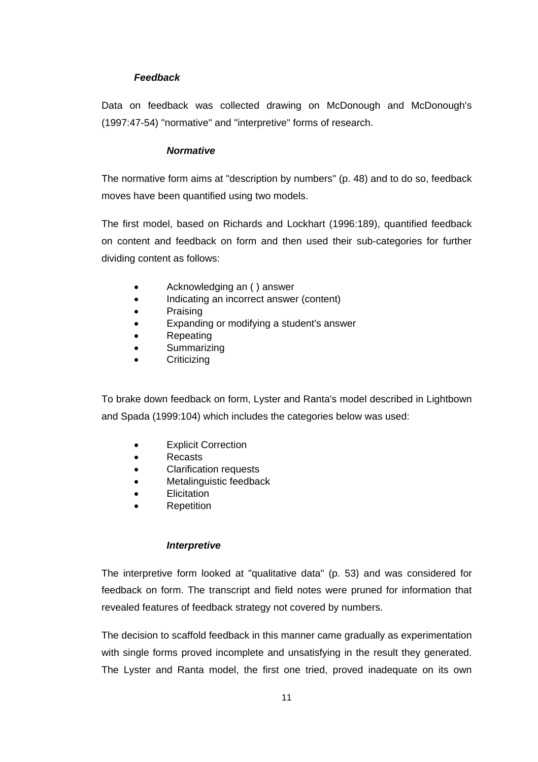### *Feedback*

Data on feedback was collected drawing on McDonough and McDonough's (1997:47-54) "normative" and "interpretive" forms of research.

#### *Normative*

The normative form aims at "description by numbers" (p. 48) and to do so, feedback moves have been quantified using two models.

The first model, based on Richards and Lockhart (1996:189), quantified feedback on content and feedback on form and then used their sub-categories for further dividing content as follows:

- Acknowledging an ( ) answer
- Indicating an incorrect answer (content)
- Praising
- Expanding or modifying a student's answer
- Repeating
- Summarizing
- Criticizing

To brake down feedback on form, Lyster and Ranta's model described in Lightbown and Spada (1999:104) which includes the categories below was used:

- Explicit Correction
- Recasts
- Clarification requests
- Metalinguistic feedback
- Elicitation
- Repetition

#### *Interpretive*

The interpretive form looked at "qualitative data" (p. 53) and was considered for feedback on form. The transcript and field notes were pruned for information that revealed features of feedback strategy not covered by numbers.

The decision to scaffold feedback in this manner came gradually as experimentation with single forms proved incomplete and unsatisfying in the result they generated. The Lyster and Ranta model, the first one tried, proved inadequate on its own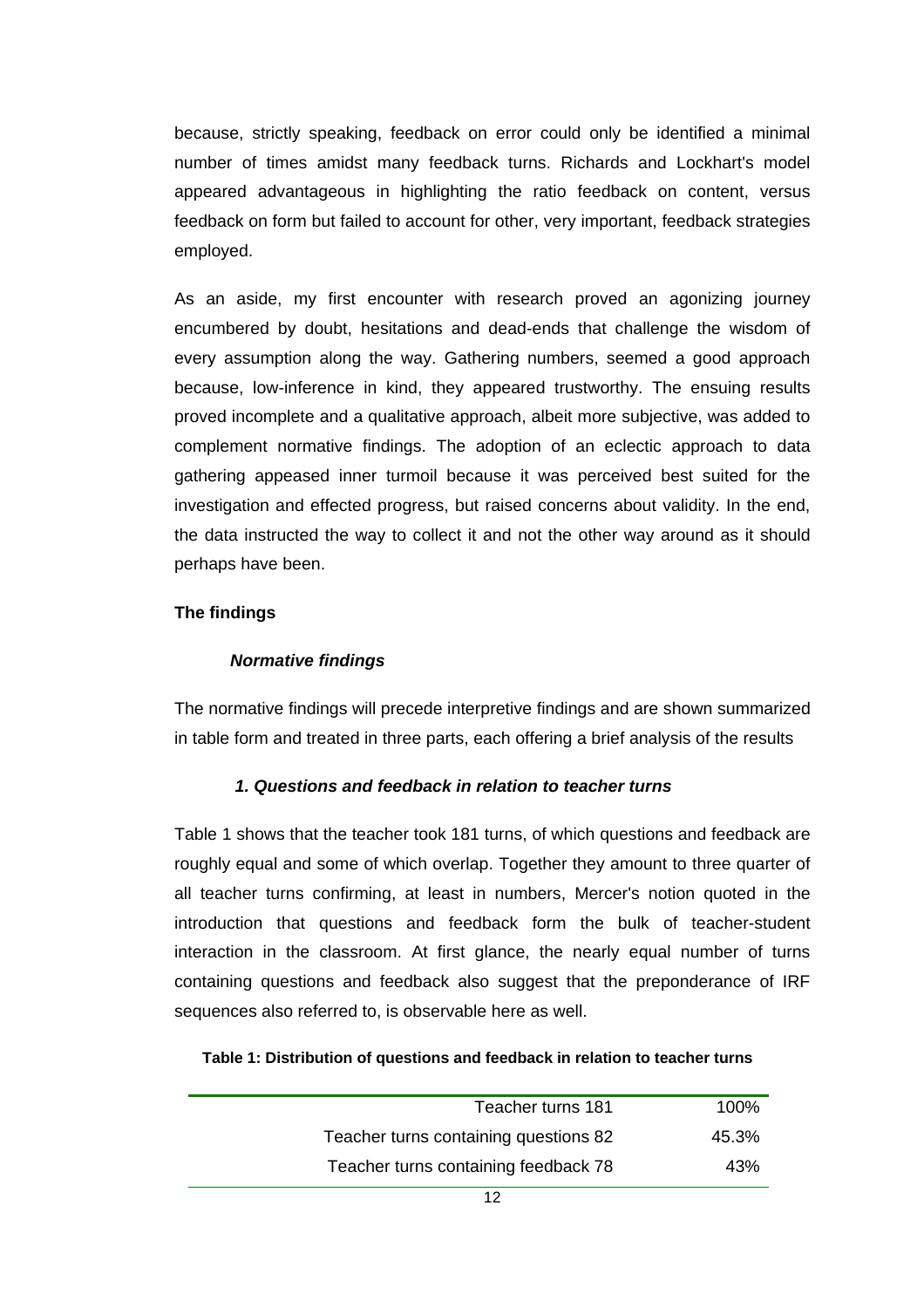because, strictly speaking, feedback on error could only be identified a minimal number of times amidst many feedback turns. Richards and Lockhart's model appeared advantageous in highlighting the ratio feedback on content, versus feedback on form but failed to account for other, very important, feedback strategies employed.

As an aside, my first encounter with research proved an agonizing journey encumbered by doubt, hesitations and dead-ends that challenge the wisdom of every assumption along the way. Gathering numbers, seemed a good approach because, low-inference in kind, they appeared trustworthy. The ensuing results proved incomplete and a qualitative approach, albeit more subjective, was added to complement normative findings. The adoption of an eclectic approach to data gathering appeased inner turmoil because it was perceived best suited for the investigation and effected progress, but raised concerns about validity. In the end, the data instructed the way to collect it and not the other way around as it should perhaps have been.

## The findings

### *Normative findings*

The normative findings will precede interpretive findings and are shown summarized in table form and treated in three parts, each offering a brief analysis of the results

#### *1. Questions and feedback in relation to teacher turns*

Table 1 shows that the teacher took 181 turns, of which questions and feedback are roughly equal and some of which overlap. Together they amount to three quarter of all teacher turns confirming, at least in numbers, Mercer's notion quoted in the introduction that questions and feedback form the bulk of teacher-student interaction in the classroom. At first glance, the nearly equal number of turns containing questions and feedback also suggest that the preponderance of IRF sequences also referred to, is observable here as well.

**Table 1: Distribution of questions and feedback in relation to teacher turns**

| | |
|---|---|
| Teacher turns 181 | 100% |
| Teacher turns containing questions 82 | 45.3% |
| Teacher turns containing feedback 78 | 43% |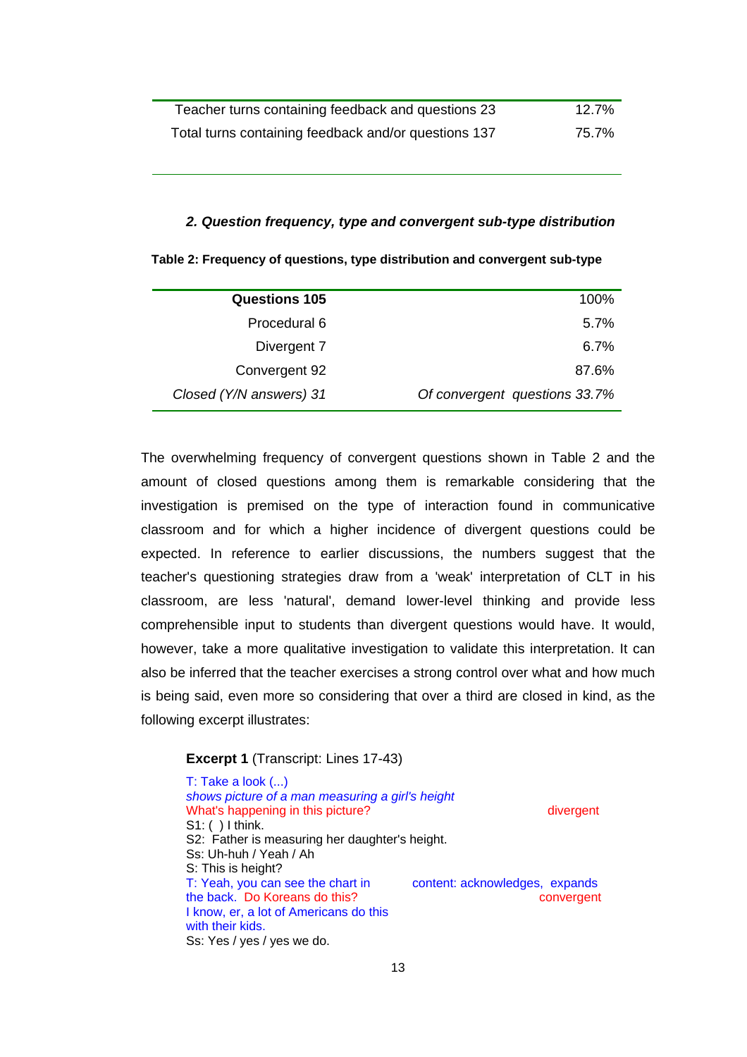| | |
|---|---|
| Teacher turns containing feedback and questions 23 | 12.7% |
| Total turns containing feedback and/or questions 137 | 75.7% |

***2. Question frequency, type and convergent sub-type distribution***

**Table 2: Frequency of questions, type distribution and convergent sub-type**

| **Questions 105** | 100% |
|---:|---:|
| Procedural 6 | 5.7% |
| Divergent 7 | 6.7% |
| Convergent 92 | 87.6% |
| *Closed (Y/N answers) 31* | *Of convergent questions 33.7%* |

The overwhelming frequency of convergent questions shown in Table 2 and the amount of closed questions among them is remarkable considering that the investigation is premised on the type of interaction found in communicative classroom and for which a higher incidence of divergent questions could be expected. In reference to earlier discussions, the numbers suggest that the teacher's questioning strategies draw from a 'weak' interpretation of CLT in his classroom, are less 'natural', demand lower-level thinking and provide less comprehensible input to students than divergent questions would have. It would, however, take a more qualitative investigation to validate this interpretation. It can also be inferred that the teacher exercises a strong control over what and how much is being said, even more so considering that over a third are closed in kind, as the following excerpt illustrates:

**Excerpt 1** (Transcript: Lines 17-43)

| | |
|---|---|
| T: Take a look (...) | |
| *shows picture of a man measuring a girl's height* | |
| What's happening in this picture? | divergent |
| S1: ( ) I think. | |
| S2: Father is measuring her daughter's height. | |
| Ss: Uh-huh / Yeah / Ah | |
| S: This is height? | |
| T: Yeah, you can see the chart in the back. Do Koreans do this? I know, er, a lot of Americans do this with their kids. | content: acknowledges, expands convergent |
| Ss: Yes / yes / yes we do. | |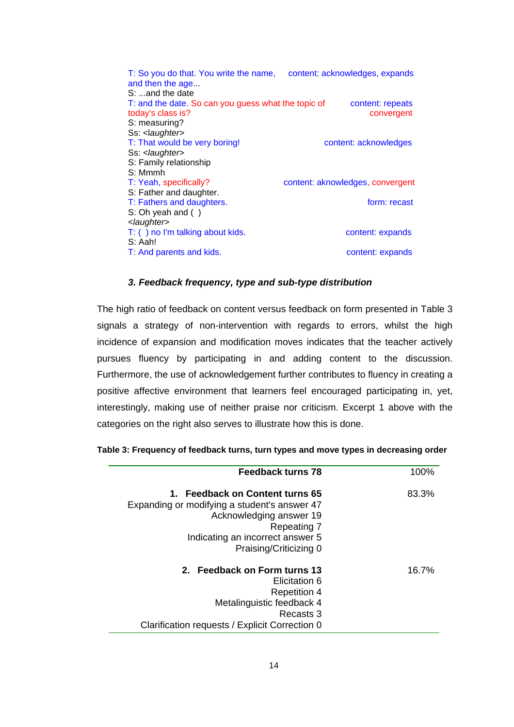T: So you do that. You write the name, and then the age... — content: acknowledges, expands
S: ...and the date
T: and the date. So can you guess what the topic of today's class is? — content: repeats, convergent
S: measuring?
Ss: <laughter>
T: That would be very boring! — content: acknowledges
Ss: <laughter>
S: Family relationship
S: Mmmh
T: Yeah, specifically? — content: aknowledges, convergent
S: Father and daughter.
T: Fathers and daughters. — form: recast
S: Oh yeah and ( )
<laughter>
T: ( ) no I'm talking about kids. — content: expands
S: Aah!
T: And parents and kids. — content: expands

### *3. Feedback frequency, type and sub-type distribution*

The high ratio of feedback on content versus feedback on form presented in Table 3 signals a strategy of non-intervention with regards to errors, whilst the high incidence of expansion and modification moves indicates that the teacher actively pursues fluency by participating in and adding content to the discussion. Furthermore, the use of acknowledgement further contributes to fluency in creating a positive affective environment that learners feel encouraged participating in, yet, interestingly, making use of neither praise nor criticism. Excerpt 1 above with the categories on the right also serves to illustrate how this is done.

**Table 3: Frequency of feedback turns, turn types and move types in decreasing order**

| Feedback type | % |
|---|---|
| **Feedback turns 78** | 100% |
| **1. Feedback on Content turns 65** | 83.3% |
| Expanding or modifying a student's answer 47 | |
| Acknowledging answer 19 | |
| Repeating 7 | |
| Indicating an incorrect answer 5 | |
| Praising/Criticizing 0 | |
| **2. Feedback on Form turns 13** | 16.7% |
| Elicitation 6 | |
| Repetition 4 | |
| Metalinguistic feedback 4 | |
| Recasts 3 | |
| Clarification requests / Explicit Correction 0 | |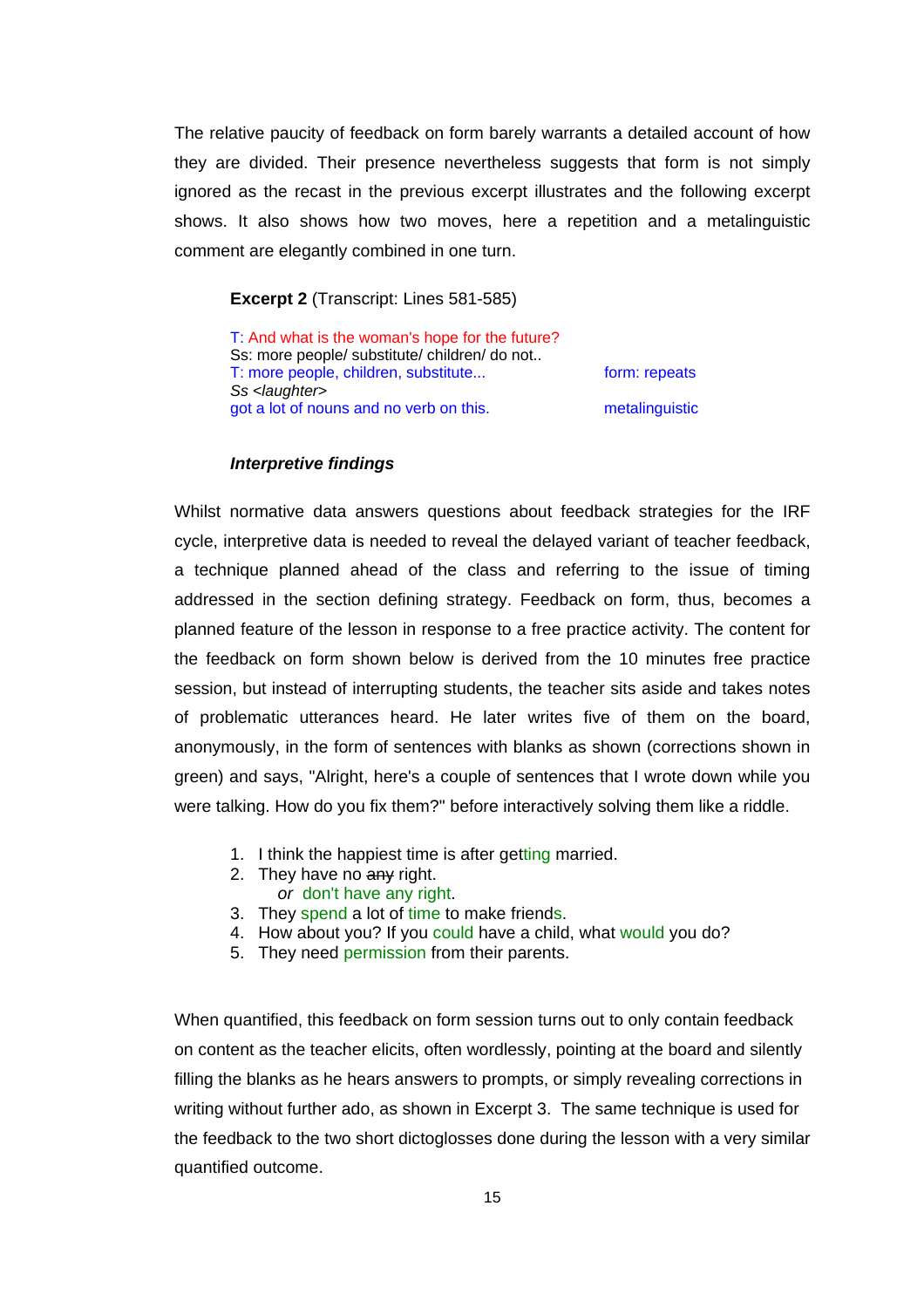The relative paucity of feedback on form barely warrants a detailed account of how they are divided. Their presence nevertheless suggests that form is not simply ignored as the recast in the previous excerpt illustrates and the following excerpt shows. It also shows how two moves, here a repetition and a metalinguistic comment are elegantly combined in one turn.

**Excerpt 2** (Transcript: Lines 581-585)

| | |
|---|---|
| T: And what is the woman's hope for the future? | |
| Ss: more people/ substitute/ children/ do not.. | |
| T: more people, children, substitute... | form: repeats |
| *Ss <laughter>* | |
| got a lot of nouns and no verb on this. | metalinguistic |

***Interpretive findings***

Whilst normative data answers questions about feedback strategies for the IRF cycle, interpretive data is needed to reveal the delayed variant of teacher feedback, a technique planned ahead of the class and referring to the issue of timing addressed in the section defining strategy. Feedback on form, thus, becomes a planned feature of the lesson in response to a free practice activity. The content for the feedback on form shown below is derived from the 10 minutes free practice session, but instead of interrupting students, the teacher sits aside and takes notes of problematic utterances heard. He later writes five of them on the board, anonymously, in the form of sentences with blanks as shown (corrections shown in green) and says, "Alright, here's a couple of sentences that I wrote down while you were talking. How do you fix them?" before interactively solving them like a riddle.

1. I think the happiest time is after getting married.
2. They have no ~~any~~ right.
   *or* don't have any right.
3. They spend a lot of time to make friends.
4. How about you? If you could have a child, what would you do?
5. They need permission from their parents.

When quantified, this feedback on form session turns out to only contain feedback on content as the teacher elicits, often wordlessly, pointing at the board and silently filling the blanks as he hears answers to prompts, or simply revealing corrections in writing without further ado, as shown in Excerpt 3. The same technique is used for the feedback to the two short dictoglosses done during the lesson with a very similar quantified outcome.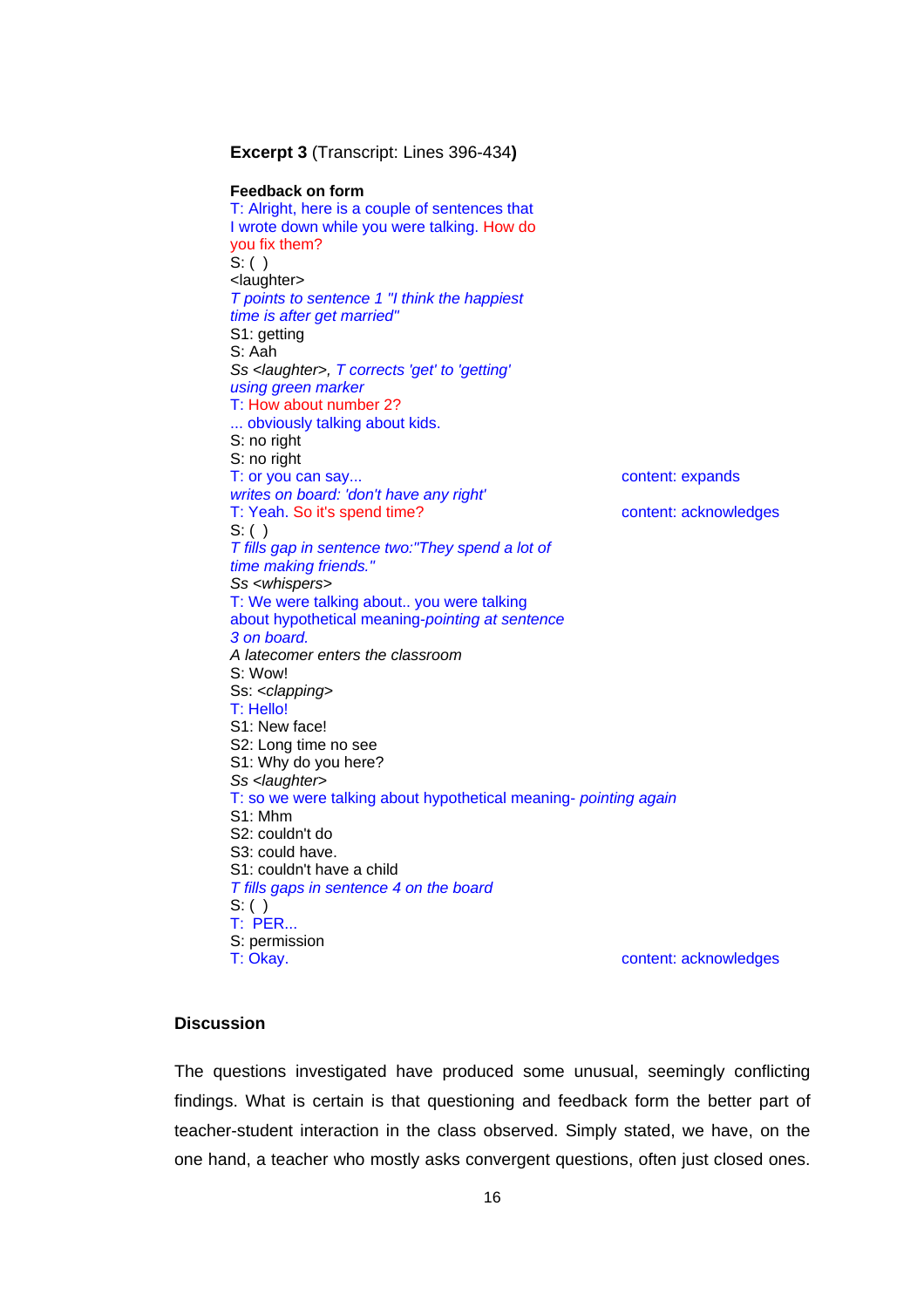**Excerpt 3** (Transcript: Lines 396-434**)**

**Feedback on form**

T: Alright, here is a couple of sentences that
I wrote down while you were talking. How do
you fix them?
S: ( )
<laughter>
*T points to sentence 1 "I think the happiest time is after get married"*
S1: getting
S: Aah
*Ss <laughter>, T corrects 'get' to 'getting' using green marker*
T: How about number 2?
... obviously talking about kids.
S: no right
S: no right
T: or you can say... — content: expands
*writes on board: 'don't have any right'*
T: Yeah. So it's spend time? — content: acknowledges
S: ( )
*T fills gap in sentence two:"They spend a lot of time making friends."*
*Ss <whispers>*
T: We were talking about.. you were talking about hypothetical meaning-*pointing at sentence 3 on board.*
*A latecomer enters the classroom*
S: Wow!
Ss: *<clapping>*
T: Hello!
S1: New face!
S2: Long time no see
S1: Why do you here?
*Ss <laughter>*
T: so we were talking about hypothetical meaning- *pointing again*
S1: Mhm
S2: couldn't do
S3: could have.
S1: couldn't have a child
*T fills gaps in sentence 4 on the board*
S: ( )
T: PER...
S: permission
T: Okay. — content: acknowledges

## Discussion

The questions investigated have produced some unusual, seemingly conflicting findings. What is certain is that questioning and feedback form the better part of teacher-student interaction in the class observed. Simply stated, we have, on the one hand, a teacher who mostly asks convergent questions, often just closed ones.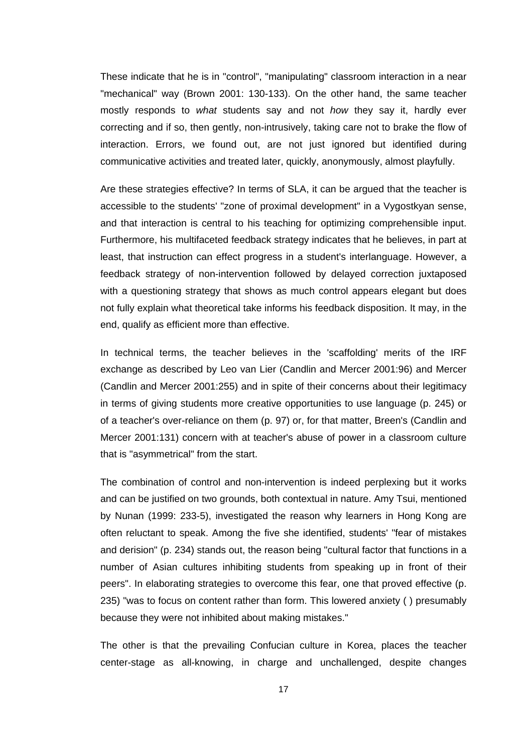These indicate that he is in "control", "manipulating" classroom interaction in a near "mechanical" way (Brown 2001: 130-133). On the other hand, the same teacher mostly responds to *what* students say and not *how* they say it, hardly ever correcting and if so, then gently, non-intrusively, taking care not to brake the flow of interaction. Errors, we found out, are not just ignored but identified during communicative activities and treated later, quickly, anonymously, almost playfully.

Are these strategies effective? In terms of SLA, it can be argued that the teacher is accessible to the students' "zone of proximal development" in a Vygostkyan sense, and that interaction is central to his teaching for optimizing comprehensible input. Furthermore, his multifaceted feedback strategy indicates that he believes, in part at least, that instruction can effect progress in a student's interlanguage. However, a feedback strategy of non-intervention followed by delayed correction juxtaposed with a questioning strategy that shows as much control appears elegant but does not fully explain what theoretical take informs his feedback disposition. It may, in the end, qualify as efficient more than effective.

In technical terms, the teacher believes in the 'scaffolding' merits of the IRF exchange as described by Leo van Lier (Candlin and Mercer 2001:96) and Mercer (Candlin and Mercer 2001:255) and in spite of their concerns about their legitimacy in terms of giving students more creative opportunities to use language (p. 245) or of a teacher's over-reliance on them (p. 97) or, for that matter, Breen's (Candlin and Mercer 2001:131) concern with at teacher's abuse of power in a classroom culture that is "asymmetrical" from the start.

The combination of control and non-intervention is indeed perplexing but it works and can be justified on two grounds, both contextual in nature. Amy Tsui, mentioned by Nunan (1999: 233-5), investigated the reason why learners in Hong Kong are often reluctant to speak. Among the five she identified, students' "fear of mistakes and derision" (p. 234) stands out, the reason being "cultural factor that functions in a number of Asian cultures inhibiting students from speaking up in front of their peers". In elaborating strategies to overcome this fear, one that proved effective (p. 235) "was to focus on content rather than form. This lowered anxiety ( ) presumably because they were not inhibited about making mistakes."

The other is that the prevailing Confucian culture in Korea, places the teacher center-stage as all-knowing, in charge and unchallenged, despite changes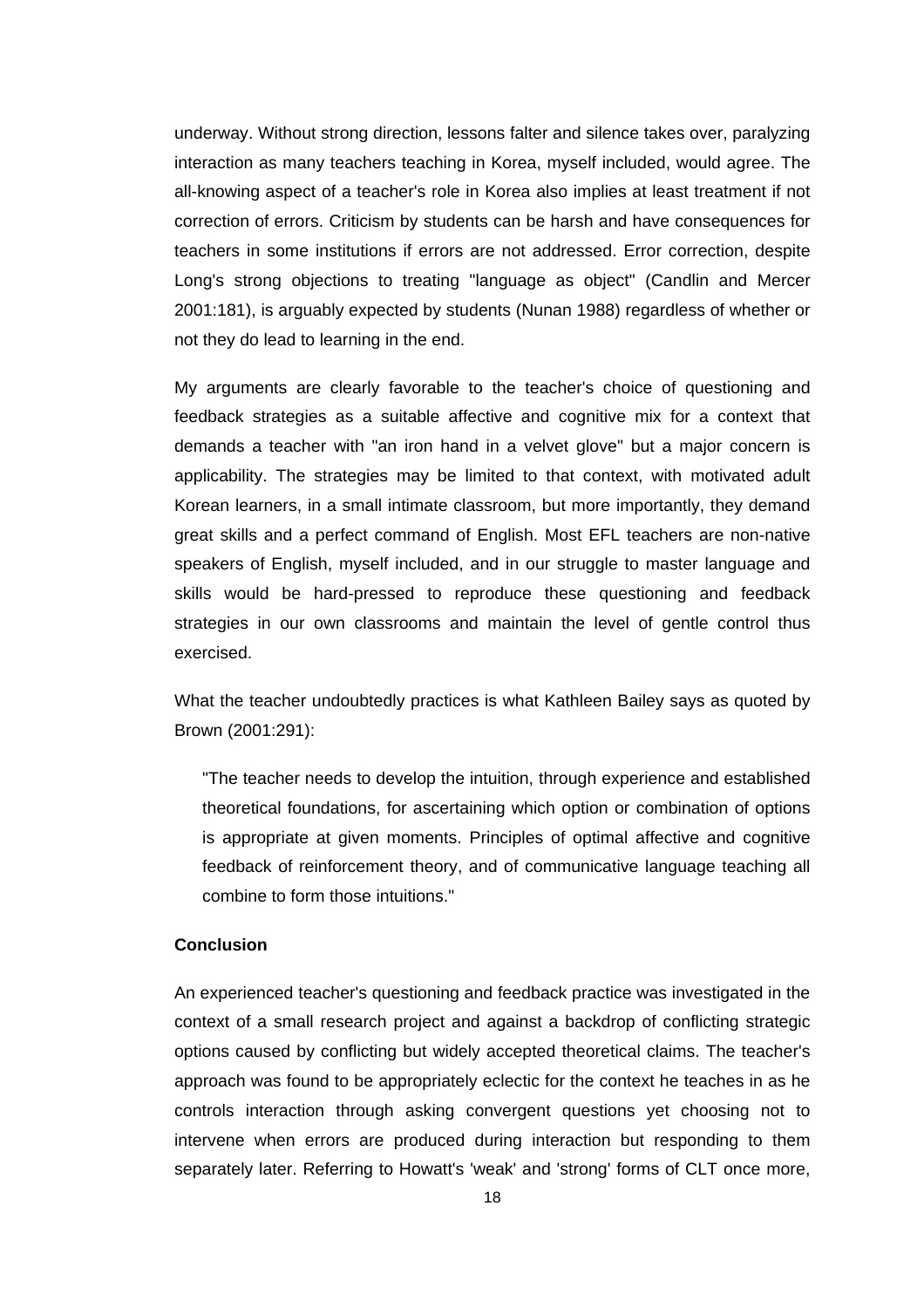underway. Without strong direction, lessons falter and silence takes over, paralyzing interaction as many teachers teaching in Korea, myself included, would agree. The all-knowing aspect of a teacher's role in Korea also implies at least treatment if not correction of errors. Criticism by students can be harsh and have consequences for teachers in some institutions if errors are not addressed. Error correction, despite Long's strong objections to treating "language as object" (Candlin and Mercer 2001:181), is arguably expected by students (Nunan 1988) regardless of whether or not they do lead to learning in the end.

My arguments are clearly favorable to the teacher's choice of questioning and feedback strategies as a suitable affective and cognitive mix for a context that demands a teacher with "an iron hand in a velvet glove" but a major concern is applicability. The strategies may be limited to that context, with motivated adult Korean learners, in a small intimate classroom, but more importantly, they demand great skills and a perfect command of English. Most EFL teachers are non-native speakers of English, myself included, and in our struggle to master language and skills would be hard-pressed to reproduce these questioning and feedback strategies in our own classrooms and maintain the level of gentle control thus exercised.

What the teacher undoubtedly practices is what Kathleen Bailey says as quoted by Brown (2001:291):

> "The teacher needs to develop the intuition, through experience and established theoretical foundations, for ascertaining which option or combination of options is appropriate at given moments. Principles of optimal affective and cognitive feedback of reinforcement theory, and of communicative language teaching all combine to form those intuitions."

**Conclusion**

An experienced teacher's questioning and feedback practice was investigated in the context of a small research project and against a backdrop of conflicting strategic options caused by conflicting but widely accepted theoretical claims. The teacher's approach was found to be appropriately eclectic for the context he teaches in as he controls interaction through asking convergent questions yet choosing not to intervene when errors are produced during interaction but responding to them separately later. Referring to Howatt's 'weak' and 'strong' forms of CLT once more,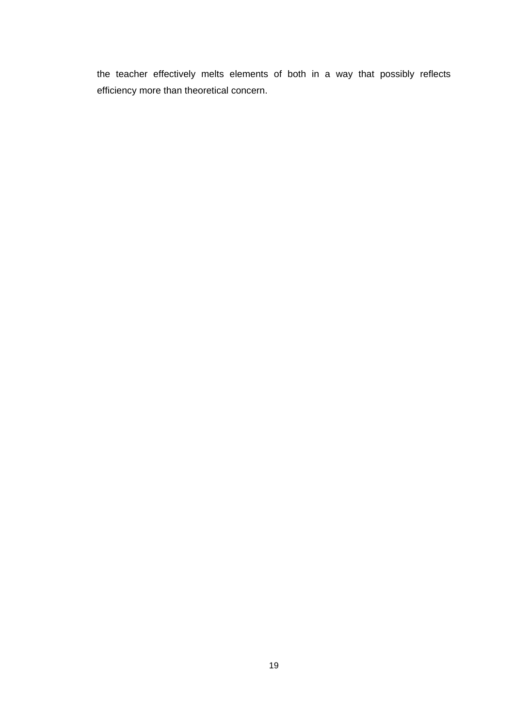the teacher effectively melts elements of both in a way that possibly reflects efficiency more than theoretical concern.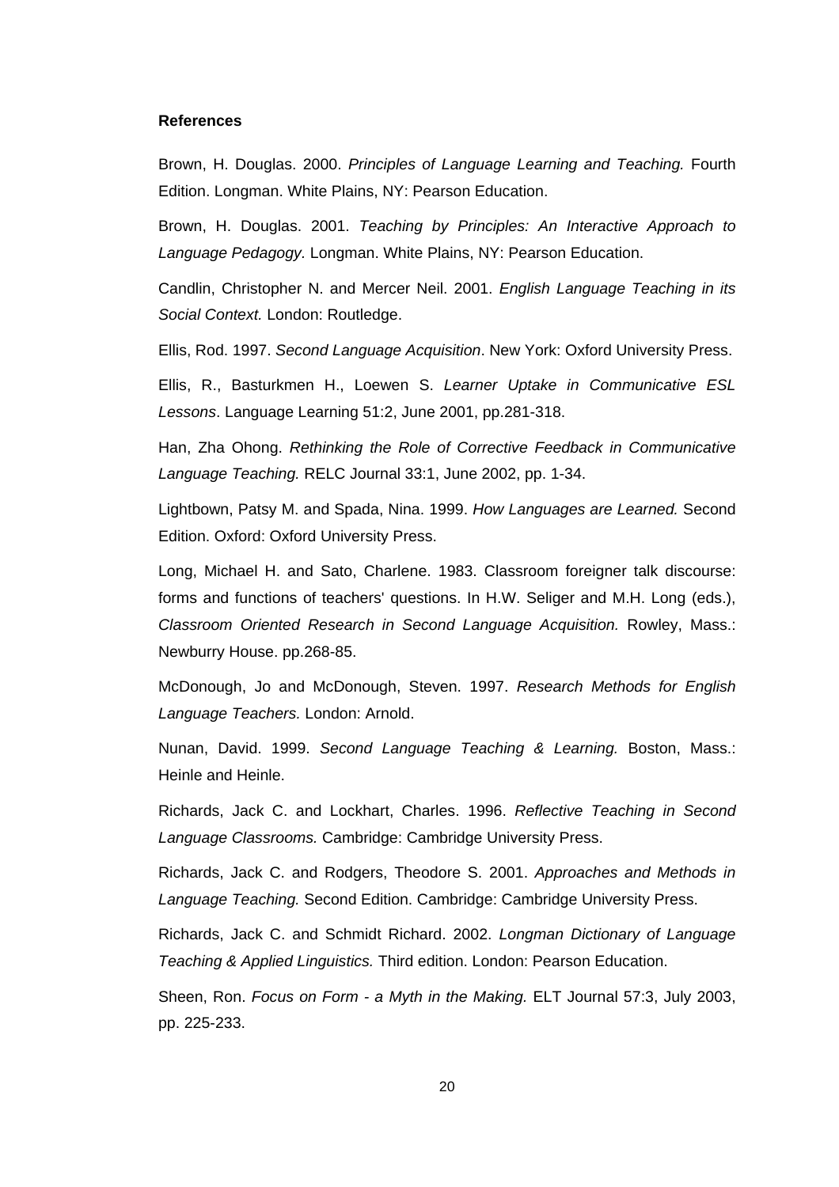**References**

Brown, H. Douglas. 2000. *Principles of Language Learning and Teaching.* Fourth Edition. Longman. White Plains, NY: Pearson Education.

Brown, H. Douglas. 2001. *Teaching by Principles: An Interactive Approach to Language Pedagogy.* Longman. White Plains, NY: Pearson Education.

Candlin, Christopher N. and Mercer Neil. 2001. *English Language Teaching in its Social Context.* London: Routledge.

Ellis, Rod. 1997. *Second Language Acquisition*. New York: Oxford University Press.

Ellis, R., Basturkmen H., Loewen S. *Learner Uptake in Communicative ESL Lessons*. Language Learning 51:2, June 2001, pp.281-318.

Han, Zha Ohong. *Rethinking the Role of Corrective Feedback in Communicative Language Teaching.* RELC Journal 33:1, June 2002, pp. 1-34.

Lightbown, Patsy M. and Spada, Nina. 1999. *How Languages are Learned.* Second Edition. Oxford: Oxford University Press.

Long, Michael H. and Sato, Charlene. 1983. Classroom foreigner talk discourse: forms and functions of teachers' questions. In H.W. Seliger and M.H. Long (eds.), *Classroom Oriented Research in Second Language Acquisition.* Rowley, Mass.: Newburry House. pp.268-85.

McDonough, Jo and McDonough, Steven. 1997. *Research Methods for English Language Teachers.* London: Arnold.

Nunan, David. 1999. *Second Language Teaching & Learning.* Boston, Mass.: Heinle and Heinle.

Richards, Jack C. and Lockhart, Charles. 1996. *Reflective Teaching in Second Language Classrooms.* Cambridge: Cambridge University Press.

Richards, Jack C. and Rodgers, Theodore S. 2001. *Approaches and Methods in Language Teaching.* Second Edition. Cambridge: Cambridge University Press.

Richards, Jack C. and Schmidt Richard. 2002. *Longman Dictionary of Language Teaching & Applied Linguistics.* Third edition. London: Pearson Education.

Sheen, Ron. *Focus on Form - a Myth in the Making.* ELT Journal 57:3, July 2003, pp. 225-233.